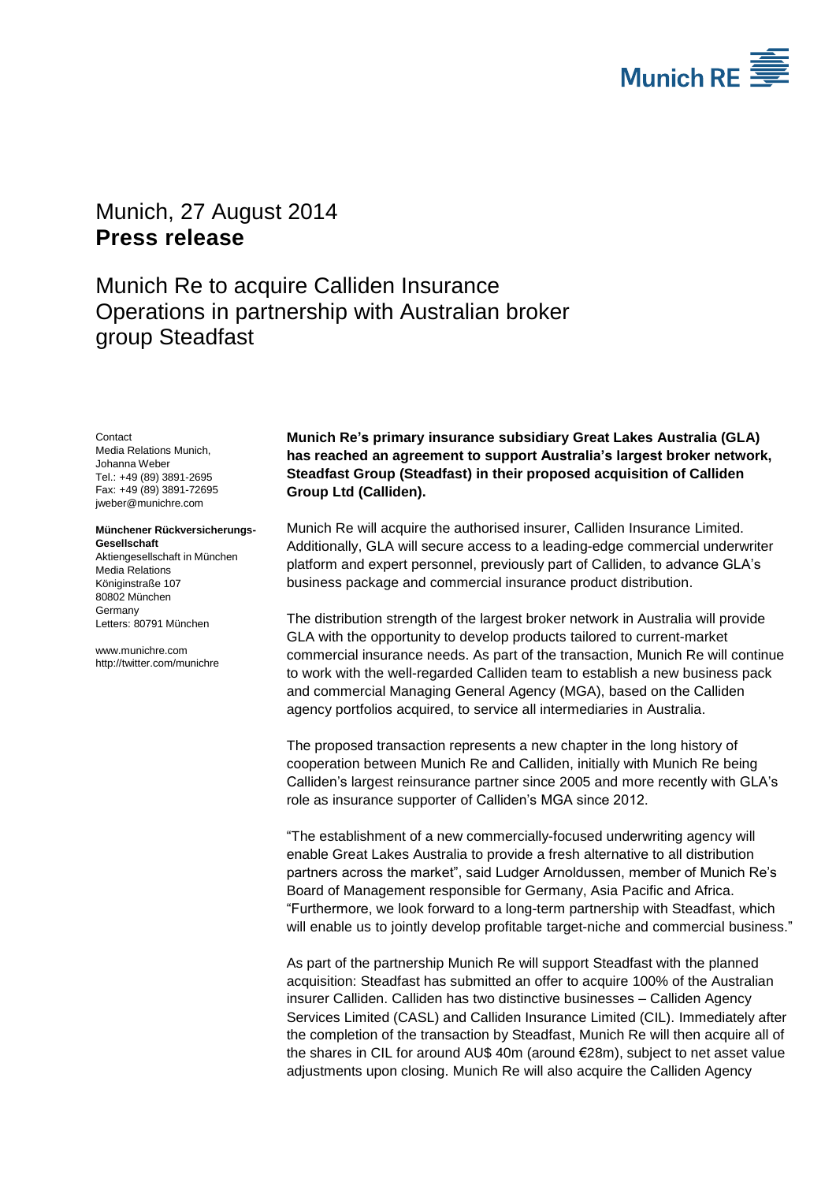Munich, 27 August 2014
**Press release**

# Munich Re to acquire Calliden Insurance Operations in partnership with Australian broker group Steadfast

Contact
Media Relations Munich,
Johanna Weber
Tel.: +49 (89) 3891-2695
Fax: +49 (89) 3891-72695
jweber@munichre.com

**Münchener Rückversicherungs-Gesellschaft**
Aktiengesellschaft in München
Media Relations
Königinstraße 107
80802 München
Germany
Letters: 80791 München

www.munichre.com
http://twitter.com/munichre

**Munich Re's primary insurance subsidiary Great Lakes Australia (GLA) has reached an agreement to support Australia's largest broker network, Steadfast Group (Steadfast) in their proposed acquisition of Calliden Group Ltd (Calliden).**

Munich Re will acquire the authorised insurer, Calliden Insurance Limited. Additionally, GLA will secure access to a leading-edge commercial underwriter platform and expert personnel, previously part of Calliden, to advance GLA's business package and commercial insurance product distribution.

The distribution strength of the largest broker network in Australia will provide GLA with the opportunity to develop products tailored to current-market commercial insurance needs. As part of the transaction, Munich Re will continue to work with the well-regarded Calliden team to establish a new business pack and commercial Managing General Agency (MGA), based on the Calliden agency portfolios acquired, to service all intermediaries in Australia.

The proposed transaction represents a new chapter in the long history of cooperation between Munich Re and Calliden, initially with Munich Re being Calliden's largest reinsurance partner since 2005 and more recently with GLA's role as insurance supporter of Calliden's MGA since 2012.

"The establishment of a new commercially-focused underwriting agency will enable Great Lakes Australia to provide a fresh alternative to all distribution partners across the market", said Ludger Arnoldussen, member of Munich Re's Board of Management responsible for Germany, Asia Pacific and Africa. "Furthermore, we look forward to a long-term partnership with Steadfast, which will enable us to jointly develop profitable target-niche and commercial business."

As part of the partnership Munich Re will support Steadfast with the planned acquisition: Steadfast has submitted an offer to acquire 100% of the Australian insurer Calliden. Calliden has two distinctive businesses – Calliden Agency Services Limited (CASL) and Calliden Insurance Limited (CIL). Immediately after the completion of the transaction by Steadfast, Munich Re will then acquire all of the shares in CIL for around AU$ 40m (around €28m), subject to net asset value adjustments upon closing. Munich Re will also acquire the Calliden Agency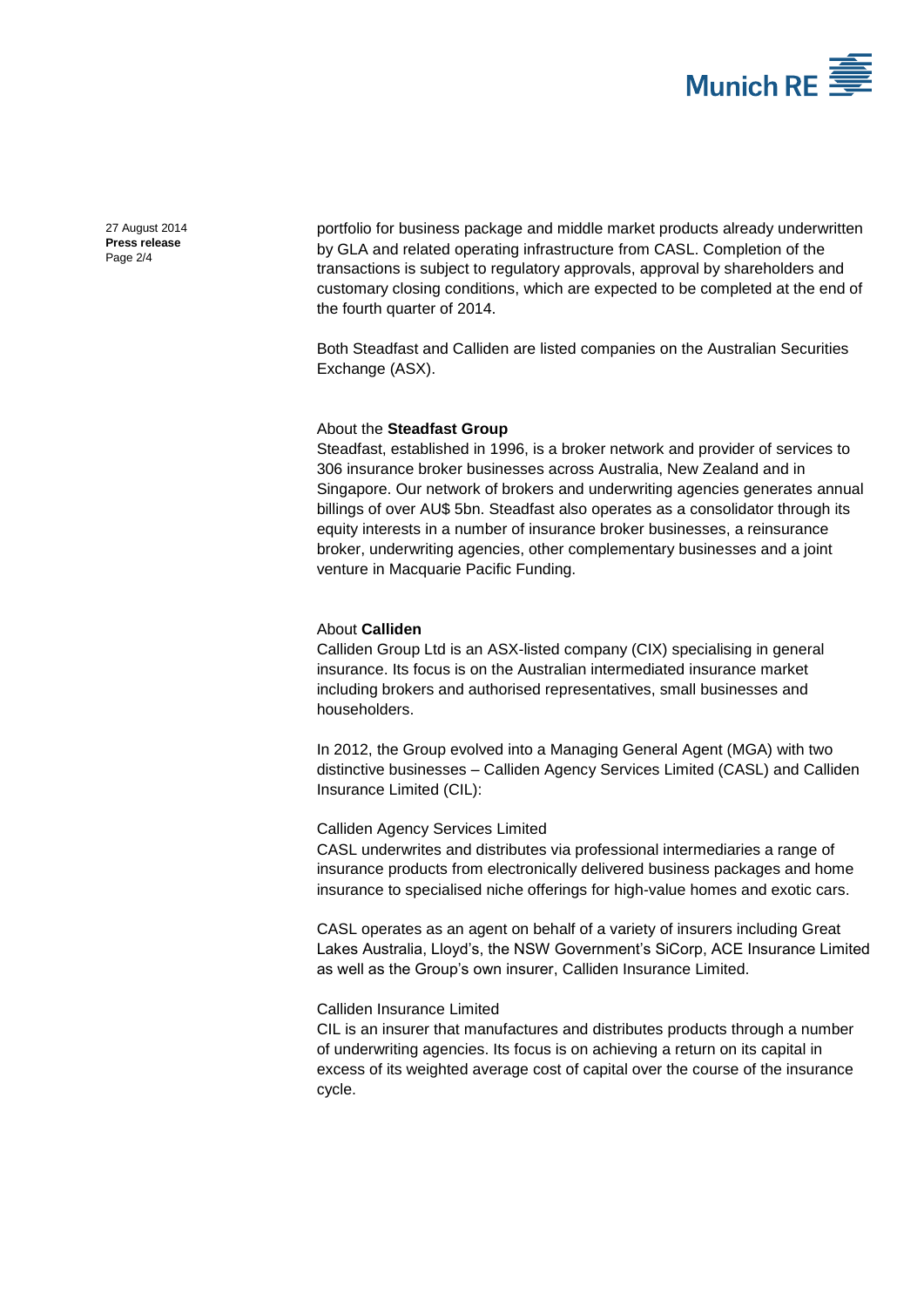portfolio for business package and middle market products already underwritten by GLA and related operating infrastructure from CASL. Completion of the transactions is subject to regulatory approvals, approval by shareholders and customary closing conditions, which are expected to be completed at the end of the fourth quarter of 2014.

Both Steadfast and Calliden are listed companies on the Australian Securities Exchange (ASX).

### About the **Steadfast Group**

Steadfast, established in 1996, is a broker network and provider of services to 306 insurance broker businesses across Australia, New Zealand and in Singapore. Our network of brokers and underwriting agencies generates annual billings of over AU$ 5bn. Steadfast also operates as a consolidator through its equity interests in a number of insurance broker businesses, a reinsurance broker, underwriting agencies, other complementary businesses and a joint venture in Macquarie Pacific Funding.

### About **Calliden**

Calliden Group Ltd is an ASX-listed company (CIX) specialising in general insurance. Its focus is on the Australian intermediated insurance market including brokers and authorised representatives, small businesses and householders.

In 2012, the Group evolved into a Managing General Agent (MGA) with two distinctive businesses – Calliden Agency Services Limited (CASL) and Calliden Insurance Limited (CIL):

Calliden Agency Services Limited
CASL underwrites and distributes via professional intermediaries a range of insurance products from electronically delivered business packages and home insurance to specialised niche offerings for high-value homes and exotic cars.

CASL operates as an agent on behalf of a variety of insurers including Great Lakes Australia, Lloyd's, the NSW Government's SiCorp, ACE Insurance Limited as well as the Group's own insurer, Calliden Insurance Limited.

Calliden Insurance Limited
CIL is an insurer that manufactures and distributes products through a number of underwriting agencies. Its focus is on achieving a return on its capital in excess of its weighted average cost of capital over the course of the insurance cycle.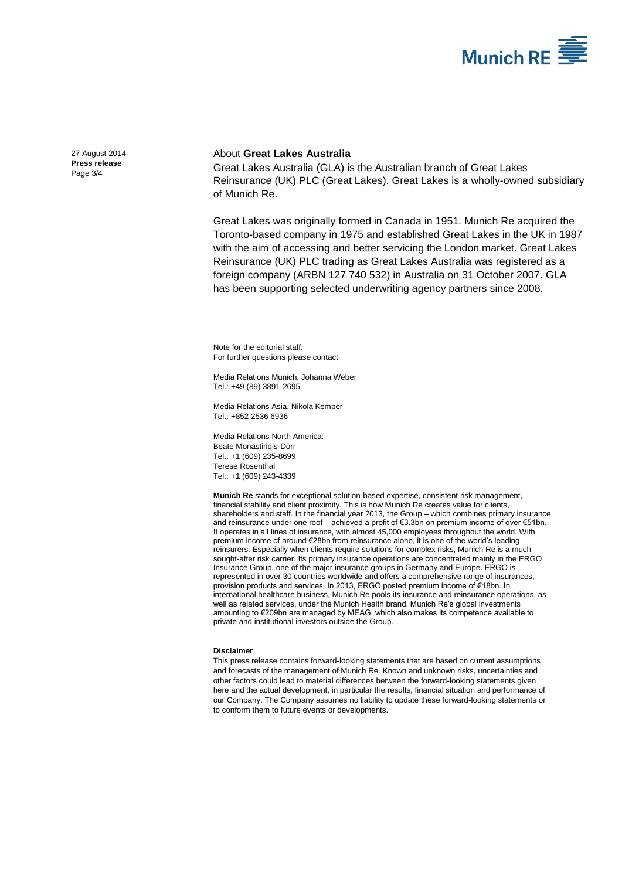## About **Great Lakes Australia**

Great Lakes Australia (GLA) is the Australian branch of Great Lakes Reinsurance (UK) PLC (Great Lakes). Great Lakes is a wholly-owned subsidiary of Munich Re.

Great Lakes was originally formed in Canada in 1951. Munich Re acquired the Toronto-based company in 1975 and established Great Lakes in the UK in 1987 with the aim of accessing and better servicing the London market. Great Lakes Reinsurance (UK) PLC trading as Great Lakes Australia was registered as a foreign company (ARBN 127 740 532) in Australia on 31 October 2007. GLA has been supporting selected underwriting agency partners since 2008.

Note for the editorial staff:
For further questions please contact

Media Relations Munich, Johanna Weber
Tel.: +49 (89) 3891-2695

Media Relations Asia, Nikola Kemper
Tel.: +852 2536 6936

Media Relations North America:
Beate Monastiridis-Dörr
Tel.: +1 (609) 235-8699
Terese Rosenthal
Tel.: +1 (609) 243-4339

**Munich Re** stands for exceptional solution-based expertise, consistent risk management, financial stability and client proximity. This is how Munich Re creates value for clients, shareholders and staff. In the financial year 2013, the Group – which combines primary insurance and reinsurance under one roof – achieved a profit of €3.3bn on premium income of over €51bn. It operates in all lines of insurance, with almost 45,000 employees throughout the world. With premium income of around €28bn from reinsurance alone, it is one of the world's leading reinsurers. Especially when clients require solutions for complex risks, Munich Re is a much sought-after risk carrier. Its primary insurance operations are concentrated mainly in the ERGO Insurance Group, one of the major insurance groups in Germany and Europe. ERGO is represented in over 30 countries worldwide and offers a comprehensive range of insurances, provision products and services. In 2013, ERGO posted premium income of €18bn. In international healthcare business, Munich Re pools its insurance and reinsurance operations, as well as related services, under the Munich Health brand. Munich Re's global investments amounting to €209bn are managed by MEAG, which also makes its competence available to private and institutional investors outside the Group.

**Disclaimer**

This press release contains forward-looking statements that are based on current assumptions and forecasts of the management of Munich Re. Known and unknown risks, uncertainties and other factors could lead to material differences between the forward-looking statements given here and the actual development, in particular the results, financial situation and performance of our Company. The Company assumes no liability to update these forward-looking statements or to conform them to future events or developments.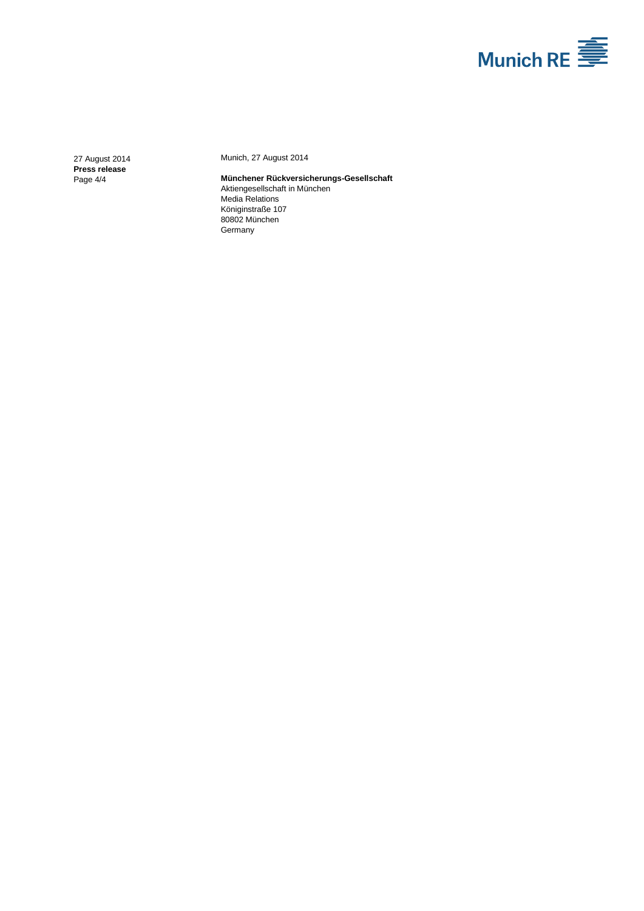Munich, 27 August 2014

**Münchener Rückversicherungs-Gesellschaft**
Aktiengesellschaft in München
Media Relations
Königinstraße 107
80802 München
Germany